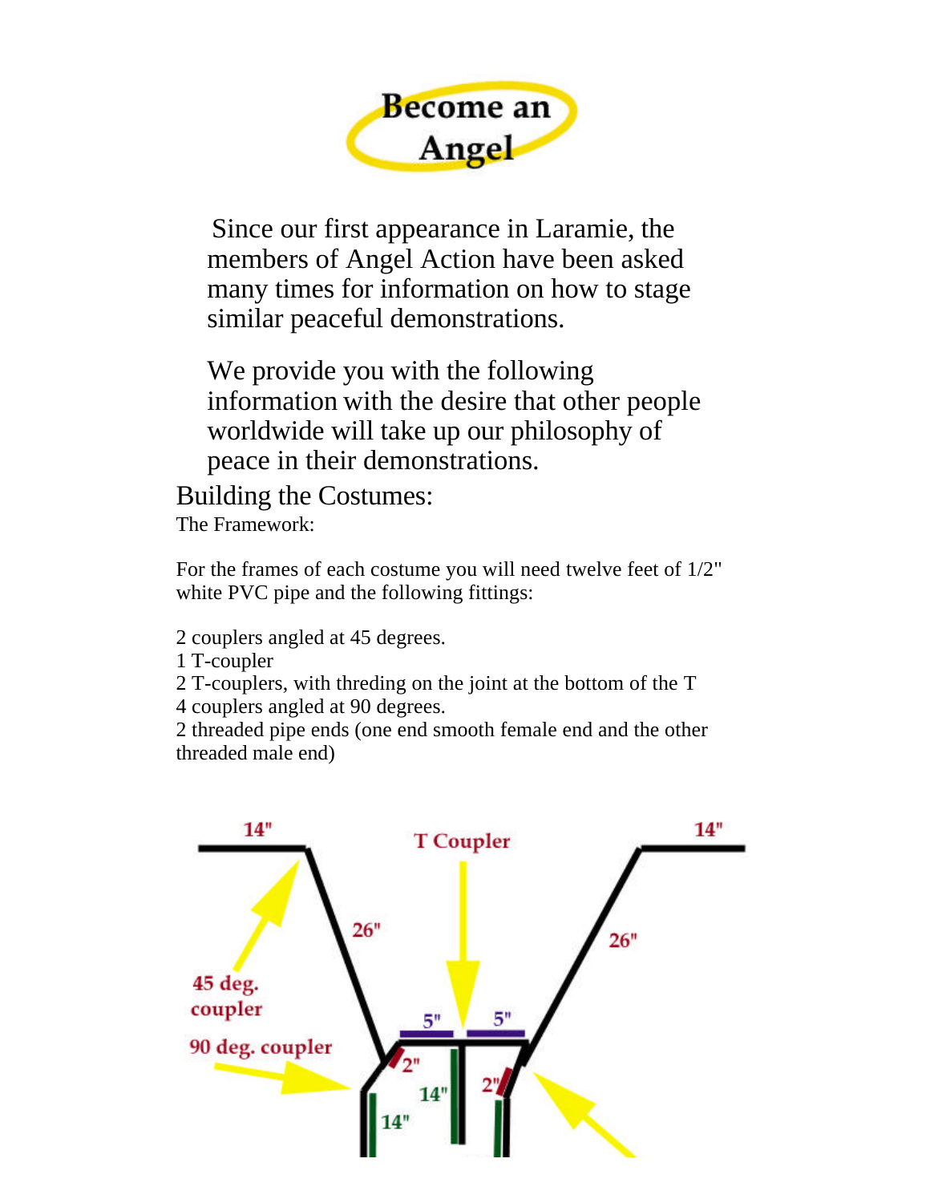# Become an Angel

Since our first appearance in Laramie, the members of Angel Action have been asked many times for information on how to stage similar peaceful demonstrations.

We provide you with the following information with the desire that other people worldwide will take up our philosophy of peace in their demonstrations.

## Building the Costumes:

### The Framework:

For the frames of each costume you will need twelve feet of 1/2" white PVC pipe and the following fittings:

2 couplers angled at 45 degrees.
1 T-coupler
2 T-couplers, with threding on the joint at the bottom of the T
4 couplers angled at 90 degrees.
2 threaded pipe ends (one end smooth female end and the other threaded male end)

14" T Coupler 14"

26" 26"

45 deg. coupler

5" 5"

90 deg. coupler

2" 2"

14"

14"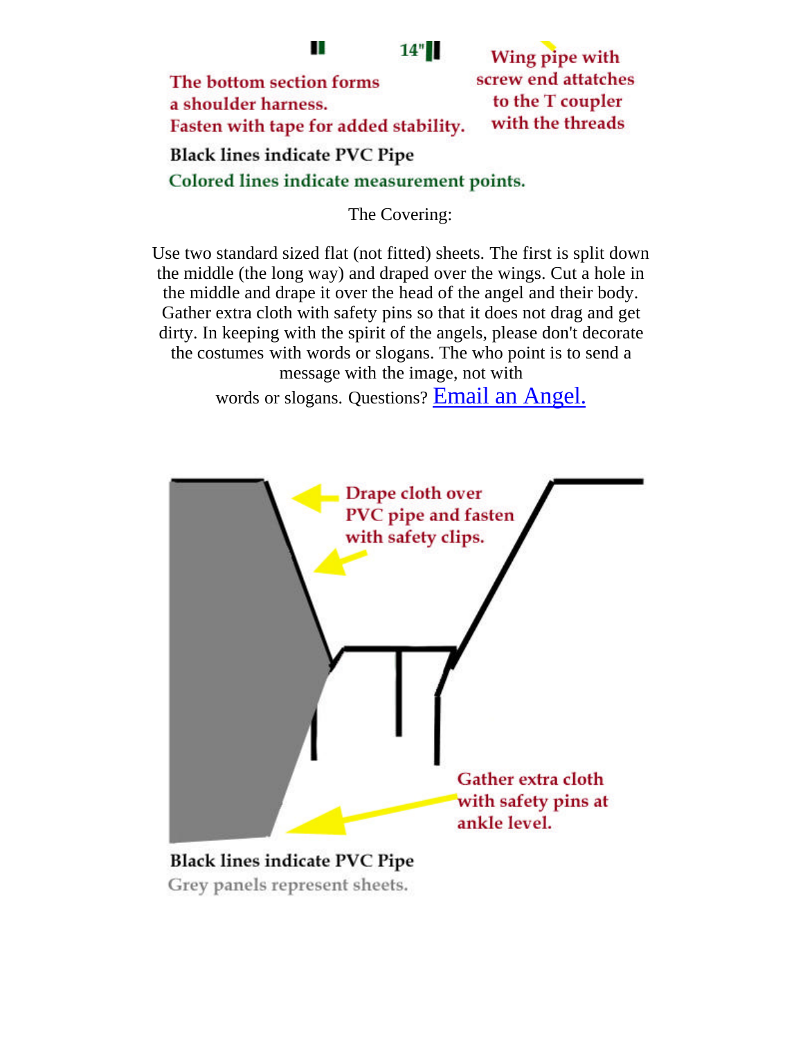14"

The bottom section forms a shoulder harness. Fasten with tape for added stability.

Wing pipe with screw end attatches to the T coupler with the threads

Black lines indicate PVC Pipe

Colored lines indicate measurement points.

The Covering:

Use two standard sized flat (not fitted) sheets. The first is split down the middle (the long way) and draped over the wings. Cut a hole in the middle and drape it over the head of the angel and their body. Gather extra cloth with safety pins so that it does not drag and get dirty. In keeping with the spirit of the angels, please don't decorate the costumes with words or slogans. The who point is to send a message with the image, not with words or slogans. Questions? Email an Angel.

Drape cloth over PVC pipe and fasten with safety clips.

Gather extra cloth with safety pins at ankle level.

Black lines indicate PVC Pipe

Grey panels represent sheets.